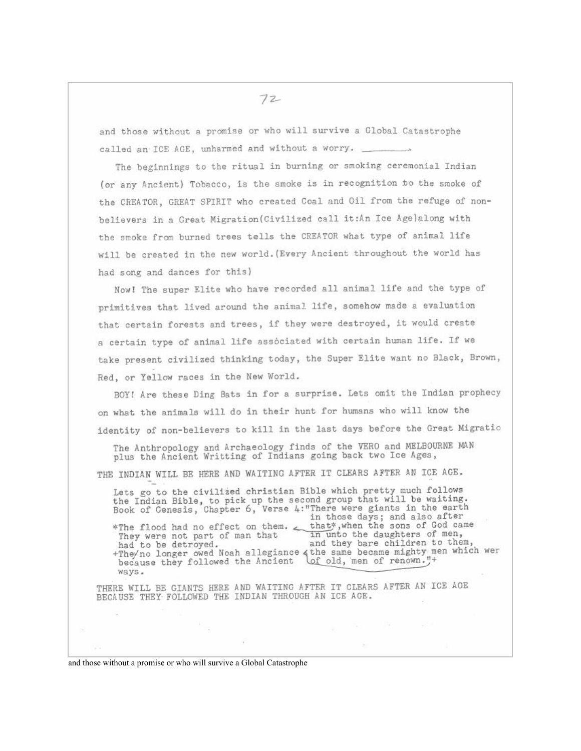and those without a promise or who will survive a Global Catastrophe called an ICE AGE, unharmed and without a worry.

The beginnings to the ritual in burning or smoking ceremonial Indian (or any Ancient) Tobacco, is the smoke is in recognition to the smoke of the CREATOR, GREAT SPIRIT who created Coal and Oil from the refuge of non-believers in a Great Migration(Civilized call it:An Ice Age)along with the smoke from burned trees tells the CREATOR what type of animal life will be created in the new world.(Every Ancient throughout the world has had song and dances for this)

Now! The super Elite who have recorded all animal life and the type of primitives that lived around the animal life, somehow made a evaluation that certain forests and trees, if they were destroyed, it would create a certain type of animal life associated with certain human life. If we take present civilized thinking today, the Super Elite want no Black, Brown, Red, or Yellow races in the New World.

BOY! Are these Ding Bats in for a surprise. Lets omit the Indian prophecy on what the animals will do in their hunt for humans who will know the identity of non-believers to kill in the last days before the Great Migratio

The Anthropology and Archaeology finds of the VERO and MELBOURNE MAN plus the Ancient Writting of Indians going back two Ice Ages,

THE INDIAN WILL BE HERE AND WAITING AFTER IT CLEARS AFTER AN ICE AGE.

Lets go to the civilized christian Bible which pretty much follows the Indian Bible, to pick up the second group that will be waiting. Book of Genesis, Chapter 6, Verse 4:"There were giants in the earth in those days; and also after that*,when the sons of God came in unto the daughters of men, and they bare children to them, the same became mighty men which wer of old, men of renown."+

*The flood had no effect on them. They were not part of man that had to be detroyed.

+They no longer owed Noah allegiance because they followed the Ancient ways.

THERE WILL BE GIANTS HERE AND WAITING AFTER IT CLEARS AFTER AN ICE AGE BECAUSE THEY FOLLOWED THE INDIAN THROUGH AN ICE AGE.

and those without a promise or who will survive a Global Catastrophe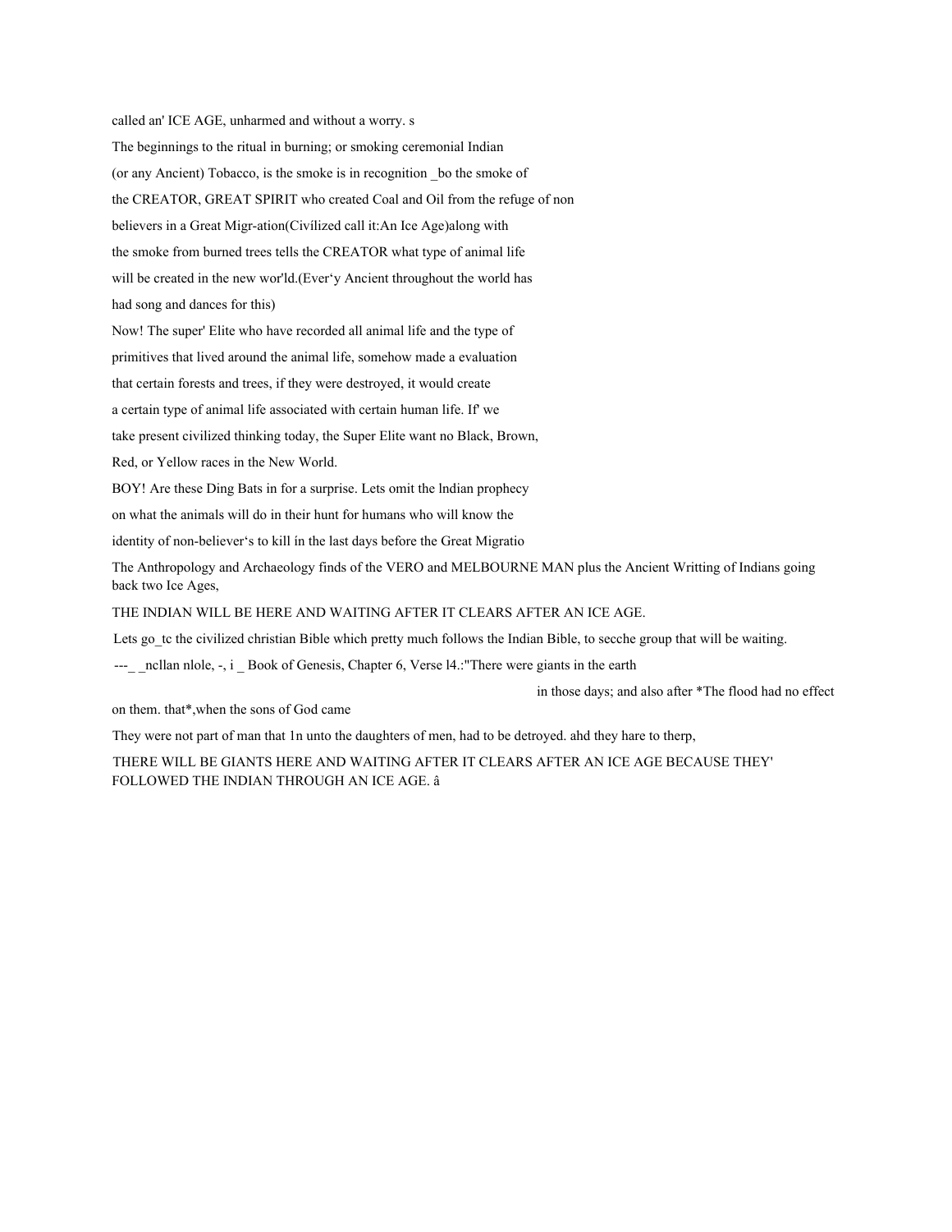called an' ICE AGE, unharmed and without a worry. s

The beginnings to the ritual in burning; or smoking ceremonial Indian (or any Ancient) Tobacco, is the smoke is in recognition _bo the smoke of the CREATOR, GREAT SPIRIT who created Coal and Oil from the refuge of non believers in a Great Migr-ation(Civílized call it:An Ice Age)along with the smoke from burned trees tells the CREATOR what type of animal life will be created in the new wor'ld.(Ever'y Ancient throughout the world has had song and dances for this)

Now! The super' Elite who have recorded all animal life and the type of primitives that lived around the animal life, somehow made a evaluation that certain forests and trees, if they were destroyed, it would create a certain type of animal life associated with certain human life. If' we take present civilized thinking today, the Super Elite want no Black, Brown, Red, or Yellow races in the New World.

BOY! Are these Ding Bats in for a surprise. Lets omit the lndian prophecy on what the animals will do in their hunt for humans who will know the identity of non-believer's to kill ín the last days before the Great Migratio

The Anthropology and Archaeology finds of the VERO and MELBOURNE MAN plus the Ancient Writting of Indians going back two Ice Ages,

THE INDIAN WILL BE HERE AND WAITING AFTER IT CLEARS AFTER AN ICE AGE.

Lets go_tc the civilized christian Bible which pretty much follows the Indian Bible, to secche group that will be waiting.

---_ _ncllan nlole, -, i _ Book of Genesis, Chapter 6, Verse l4.:"There were giants in the earth in those days; and also after *The flood had no effect on them. that*,when the sons of God came

They were not part of man that 1n unto the daughters of men, had to be detroyed. ahd they hare to therp,

THERE WILL BE GIANTS HERE AND WAITING AFTER IT CLEARS AFTER AN ICE AGE BECAUSE THEY' FOLLOWED THE INDIAN THROUGH AN ICE AGE. â